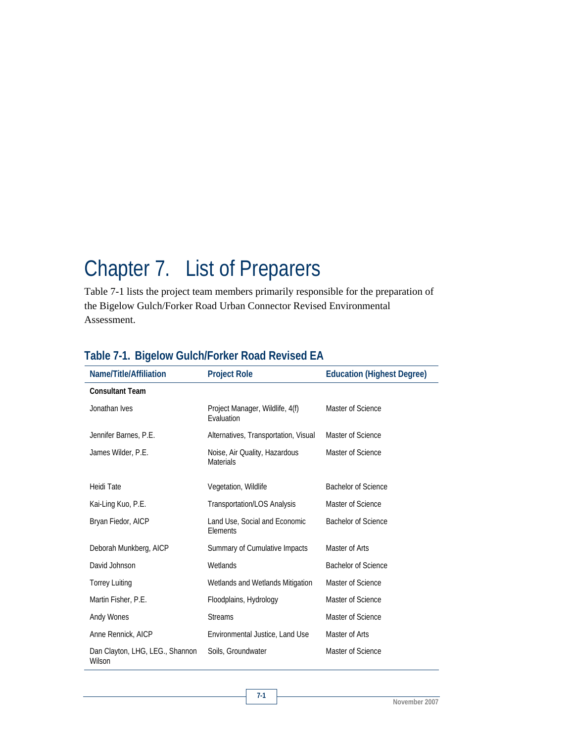# Chapter 7. List of Preparers

Table 7-1 lists the project team members primarily responsible for the preparation of the Bigelow Gulch/Forker Road Urban Connector Revised Environmental Assessment.

## Table 7-1. Bigelow Gulch/Forker Road Revised EA

| Name/Title/Affiliation | Project Role | Education (Highest Degree) |
|---|---|---|
| **Consultant Team** | | |
| Jonathan Ives | Project Manager, Wildlife, 4(f) Evaluation | Master of Science |
| Jennifer Barnes, P.E. | Alternatives, Transportation, Visual | Master of Science |
| James Wilder, P.E. | Noise, Air Quality, Hazardous Materials | Master of Science |
| Heidi Tate | Vegetation, Wildlife | Bachelor of Science |
| Kai-Ling Kuo, P.E. | Transportation/LOS Analysis | Master of Science |
| Bryan Fiedor, AICP | Land Use, Social and Economic Elements | Bachelor of Science |
| Deborah Munkberg, AICP | Summary of Cumulative Impacts | Master of Arts |
| David Johnson | Wetlands | Bachelor of Science |
| Torrey Luiting | Wetlands and Wetlands Mitigation | Master of Science |
| Martin Fisher, P.E. | Floodplains, Hydrology | Master of Science |
| Andy Wones | Streams | Master of Science |
| Anne Rennick, AICP | Environmental Justice, Land Use | Master of Arts |
| Dan Clayton, LHG, LEG., Shannon Wilson | Soils, Groundwater | Master of Science |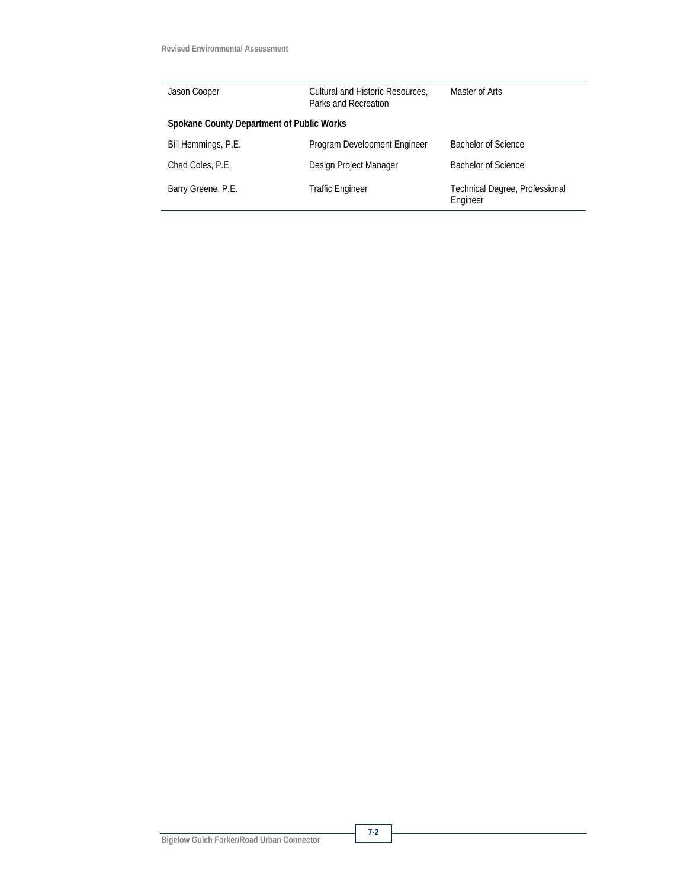| | | |
|---|---|---|
| Jason Cooper | Cultural and Historic Resources, Parks and Recreation | Master of Arts |
| **Spokane County Department of Public Works** | | |
| Bill Hemmings, P.E. | Program Development Engineer | Bachelor of Science |
| Chad Coles, P.E. | Design Project Manager | Bachelor of Science |
| Barry Greene, P.E. | Traffic Engineer | Technical Degree, Professional Engineer |